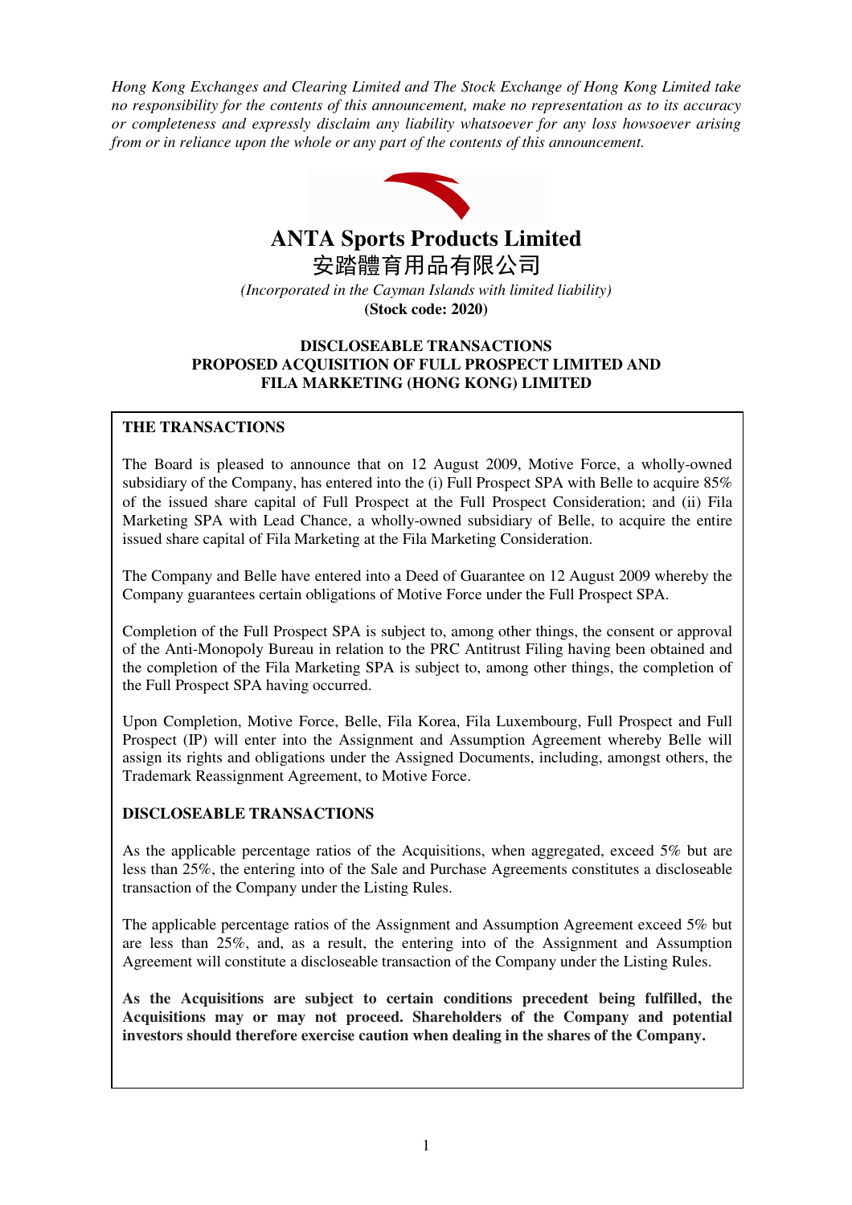*Hong Kong Exchanges and Clearing Limited and The Stock Exchange of Hong Kong Limited take no responsibility for the contents of this announcement, make no representation as to its accuracy or completeness and expressly disclaim any liability whatsoever for any loss howsoever arising from or in reliance upon the whole or any part of the contents of this announcement.*

# ANTA Sports Products Limited
# 安踏體育用品有限公司

*(Incorporated in the Cayman Islands with limited liability)*

**(Stock code: 2020)**

## DISCLOSEABLE TRANSACTIONS
## PROPOSED ACQUISITION OF FULL PROSPECT LIMITED AND FILA MARKETING (HONG KONG) LIMITED

**THE TRANSACTIONS**

The Board is pleased to announce that on 12 August 2009, Motive Force, a wholly-owned subsidiary of the Company, has entered into the (i) Full Prospect SPA with Belle to acquire 85% of the issued share capital of Full Prospect at the Full Prospect Consideration; and (ii) Fila Marketing SPA with Lead Chance, a wholly-owned subsidiary of Belle, to acquire the entire issued share capital of Fila Marketing at the Fila Marketing Consideration.

The Company and Belle have entered into a Deed of Guarantee on 12 August 2009 whereby the Company guarantees certain obligations of Motive Force under the Full Prospect SPA.

Completion of the Full Prospect SPA is subject to, among other things, the consent or approval of the Anti-Monopoly Bureau in relation to the PRC Antitrust Filing having been obtained and the completion of the Fila Marketing SPA is subject to, among other things, the completion of the Full Prospect SPA having occurred.

Upon Completion, Motive Force, Belle, Fila Korea, Fila Luxembourg, Full Prospect and Full Prospect (IP) will enter into the Assignment and Assumption Agreement whereby Belle will assign its rights and obligations under the Assigned Documents, including, amongst others, the Trademark Reassignment Agreement, to Motive Force.

**DISCLOSEABLE TRANSACTIONS**

As the applicable percentage ratios of the Acquisitions, when aggregated, exceed 5% but are less than 25%, the entering into of the Sale and Purchase Agreements constitutes a discloseable transaction of the Company under the Listing Rules.

The applicable percentage ratios of the Assignment and Assumption Agreement exceed 5% but are less than 25%, and, as a result, the entering into of the Assignment and Assumption Agreement will constitute a discloseable transaction of the Company under the Listing Rules.

**As the Acquisitions are subject to certain conditions precedent being fulfilled, the Acquisitions may or may not proceed. Shareholders of the Company and potential investors should therefore exercise caution when dealing in the shares of the Company.**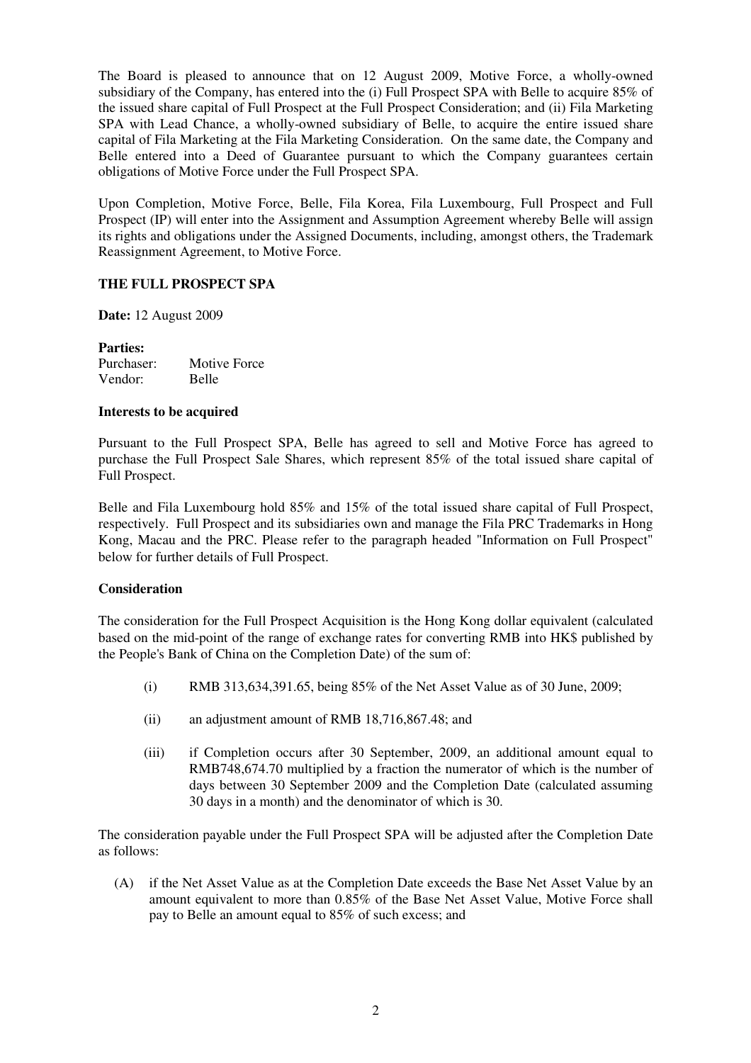The Board is pleased to announce that on 12 August 2009, Motive Force, a wholly-owned subsidiary of the Company, has entered into the (i) Full Prospect SPA with Belle to acquire 85% of the issued share capital of Full Prospect at the Full Prospect Consideration; and (ii) Fila Marketing SPA with Lead Chance, a wholly-owned subsidiary of Belle, to acquire the entire issued share capital of Fila Marketing at the Fila Marketing Consideration. On the same date, the Company and Belle entered into a Deed of Guarantee pursuant to which the Company guarantees certain obligations of Motive Force under the Full Prospect SPA.

Upon Completion, Motive Force, Belle, Fila Korea, Fila Luxembourg, Full Prospect and Full Prospect (IP) will enter into the Assignment and Assumption Agreement whereby Belle will assign its rights and obligations under the Assigned Documents, including, amongst others, the Trademark Reassignment Agreement, to Motive Force.

**THE FULL PROSPECT SPA**

**Date:** 12 August 2009

**Parties:**
Purchaser: Motive Force
Vendor: Belle

**Interests to be acquired**

Pursuant to the Full Prospect SPA, Belle has agreed to sell and Motive Force has agreed to purchase the Full Prospect Sale Shares, which represent 85% of the total issued share capital of Full Prospect.

Belle and Fila Luxembourg hold 85% and 15% of the total issued share capital of Full Prospect, respectively. Full Prospect and its subsidiaries own and manage the Fila PRC Trademarks in Hong Kong, Macau and the PRC. Please refer to the paragraph headed "Information on Full Prospect" below for further details of Full Prospect.

**Consideration**

The consideration for the Full Prospect Acquisition is the Hong Kong dollar equivalent (calculated based on the mid-point of the range of exchange rates for converting RMB into HK$ published by the People's Bank of China on the Completion Date) of the sum of:

(i) RMB 313,634,391.65, being 85% of the Net Asset Value as of 30 June, 2009;

(ii) an adjustment amount of RMB 18,716,867.48; and

(iii) if Completion occurs after 30 September, 2009, an additional amount equal to RMB748,674.70 multiplied by a fraction the numerator of which is the number of days between 30 September 2009 and the Completion Date (calculated assuming 30 days in a month) and the denominator of which is 30.

The consideration payable under the Full Prospect SPA will be adjusted after the Completion Date as follows:

(A) if the Net Asset Value as at the Completion Date exceeds the Base Net Asset Value by an amount equivalent to more than 0.85% of the Base Net Asset Value, Motive Force shall pay to Belle an amount equal to 85% of such excess; and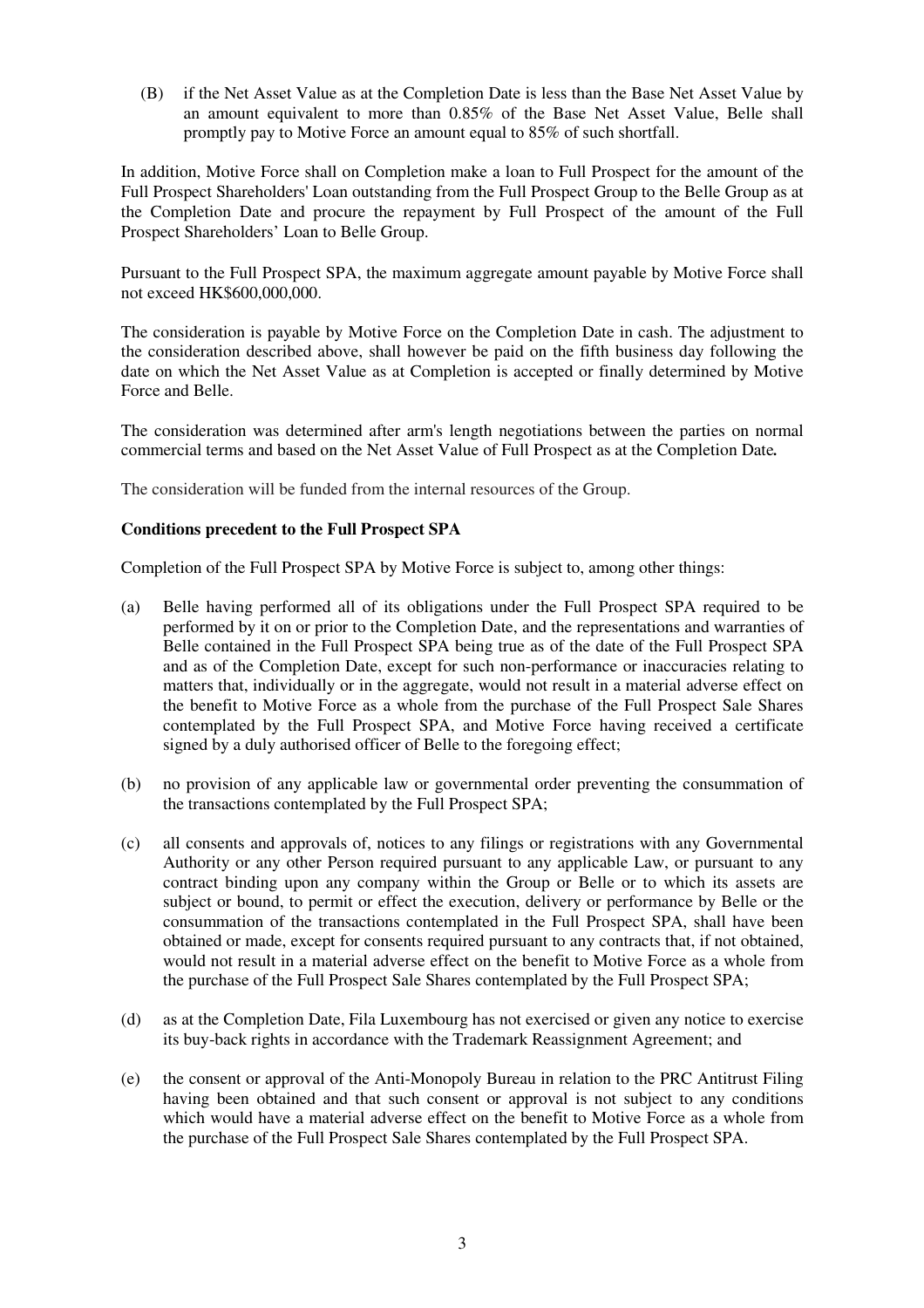(B) if the Net Asset Value as at the Completion Date is less than the Base Net Asset Value by an amount equivalent to more than 0.85% of the Base Net Asset Value, Belle shall promptly pay to Motive Force an amount equal to 85% of such shortfall.

In addition, Motive Force shall on Completion make a loan to Full Prospect for the amount of the Full Prospect Shareholders' Loan outstanding from the Full Prospect Group to the Belle Group as at the Completion Date and procure the repayment by Full Prospect of the amount of the Full Prospect Shareholders' Loan to Belle Group.

Pursuant to the Full Prospect SPA, the maximum aggregate amount payable by Motive Force shall not exceed HK$600,000,000.

The consideration is payable by Motive Force on the Completion Date in cash. The adjustment to the consideration described above, shall however be paid on the fifth business day following the date on which the Net Asset Value as at Completion is accepted or finally determined by Motive Force and Belle.

The consideration was determined after arm's length negotiations between the parties on normal commercial terms and based on the Net Asset Value of Full Prospect as at the Completion Date**.**

The consideration will be funded from the internal resources of the Group.

**Conditions precedent to the Full Prospect SPA**

Completion of the Full Prospect SPA by Motive Force is subject to, among other things:

(a) Belle having performed all of its obligations under the Full Prospect SPA required to be performed by it on or prior to the Completion Date, and the representations and warranties of Belle contained in the Full Prospect SPA being true as of the date of the Full Prospect SPA and as of the Completion Date, except for such non-performance or inaccuracies relating to matters that, individually or in the aggregate, would not result in a material adverse effect on the benefit to Motive Force as a whole from the purchase of the Full Prospect Sale Shares contemplated by the Full Prospect SPA, and Motive Force having received a certificate signed by a duly authorised officer of Belle to the foregoing effect;

(b) no provision of any applicable law or governmental order preventing the consummation of the transactions contemplated by the Full Prospect SPA;

(c) all consents and approvals of, notices to any filings or registrations with any Governmental Authority or any other Person required pursuant to any applicable Law, or pursuant to any contract binding upon any company within the Group or Belle or to which its assets are subject or bound, to permit or effect the execution, delivery or performance by Belle or the consummation of the transactions contemplated in the Full Prospect SPA, shall have been obtained or made, except for consents required pursuant to any contracts that, if not obtained, would not result in a material adverse effect on the benefit to Motive Force as a whole from the purchase of the Full Prospect Sale Shares contemplated by the Full Prospect SPA;

(d) as at the Completion Date, Fila Luxembourg has not exercised or given any notice to exercise its buy-back rights in accordance with the Trademark Reassignment Agreement; and

(e) the consent or approval of the Anti-Monopoly Bureau in relation to the PRC Antitrust Filing having been obtained and that such consent or approval is not subject to any conditions which would have a material adverse effect on the benefit to Motive Force as a whole from the purchase of the Full Prospect Sale Shares contemplated by the Full Prospect SPA.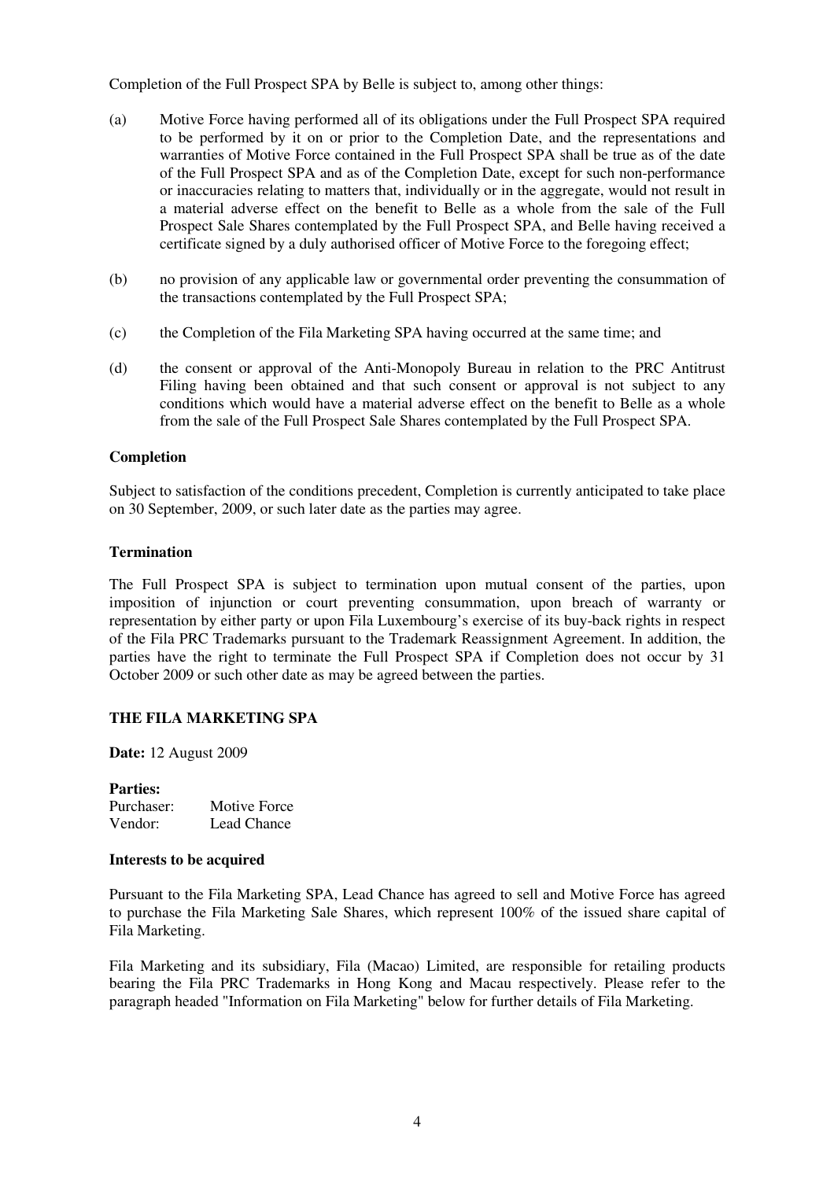Completion of the Full Prospect SPA by Belle is subject to, among other things:

(a) Motive Force having performed all of its obligations under the Full Prospect SPA required to be performed by it on or prior to the Completion Date, and the representations and warranties of Motive Force contained in the Full Prospect SPA shall be true as of the date of the Full Prospect SPA and as of the Completion Date, except for such non-performance or inaccuracies relating to matters that, individually or in the aggregate, would not result in a material adverse effect on the benefit to Belle as a whole from the sale of the Full Prospect Sale Shares contemplated by the Full Prospect SPA, and Belle having received a certificate signed by a duly authorised officer of Motive Force to the foregoing effect;

(b) no provision of any applicable law or governmental order preventing the consummation of the transactions contemplated by the Full Prospect SPA;

(c) the Completion of the Fila Marketing SPA having occurred at the same time; and

(d) the consent or approval of the Anti-Monopoly Bureau in relation to the PRC Antitrust Filing having been obtained and that such consent or approval is not subject to any conditions which would have a material adverse effect on the benefit to Belle as a whole from the sale of the Full Prospect Sale Shares contemplated by the Full Prospect SPA.

**Completion**

Subject to satisfaction of the conditions precedent, Completion is currently anticipated to take place on 30 September, 2009, or such later date as the parties may agree.

**Termination**

The Full Prospect SPA is subject to termination upon mutual consent of the parties, upon imposition of injunction or court preventing consummation, upon breach of warranty or representation by either party or upon Fila Luxembourg's exercise of its buy-back rights in respect of the Fila PRC Trademarks pursuant to the Trademark Reassignment Agreement. In addition, the parties have the right to terminate the Full Prospect SPA if Completion does not occur by 31 October 2009 or such other date as may be agreed between the parties.

**THE FILA MARKETING SPA**

**Date:** 12 August 2009

**Parties:**

Purchaser: Motive Force
Vendor: Lead Chance

**Interests to be acquired**

Pursuant to the Fila Marketing SPA, Lead Chance has agreed to sell and Motive Force has agreed to purchase the Fila Marketing Sale Shares, which represent 100% of the issued share capital of Fila Marketing.

Fila Marketing and its subsidiary, Fila (Macao) Limited, are responsible for retailing products bearing the Fila PRC Trademarks in Hong Kong and Macau respectively. Please refer to the paragraph headed "Information on Fila Marketing" below for further details of Fila Marketing.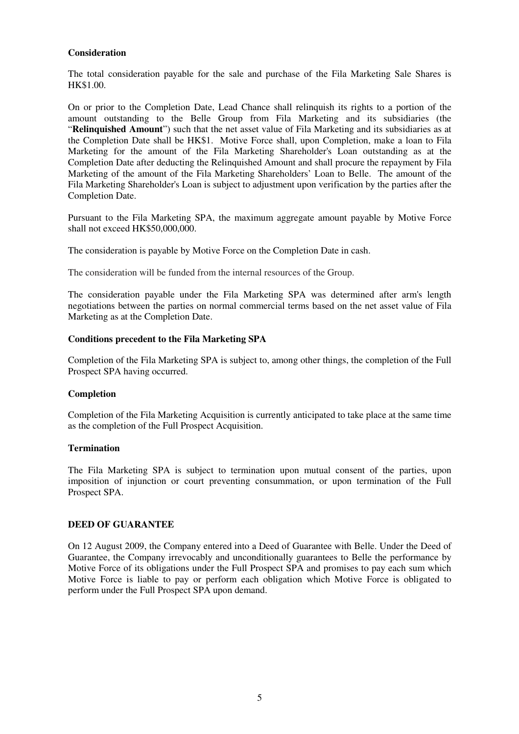**Consideration**

The total consideration payable for the sale and purchase of the Fila Marketing Sale Shares is HK$1.00.

On or prior to the Completion Date, Lead Chance shall relinquish its rights to a portion of the amount outstanding to the Belle Group from Fila Marketing and its subsidiaries (the "**Relinquished Amount**") such that the net asset value of Fila Marketing and its subsidiaries as at the Completion Date shall be HK$1. Motive Force shall, upon Completion, make a loan to Fila Marketing for the amount of the Fila Marketing Shareholder's Loan outstanding as at the Completion Date after deducting the Relinquished Amount and shall procure the repayment by Fila Marketing of the amount of the Fila Marketing Shareholders' Loan to Belle. The amount of the Fila Marketing Shareholder's Loan is subject to adjustment upon verification by the parties after the Completion Date.

Pursuant to the Fila Marketing SPA, the maximum aggregate amount payable by Motive Force shall not exceed HK$50,000,000.

The consideration is payable by Motive Force on the Completion Date in cash.

The consideration will be funded from the internal resources of the Group.

The consideration payable under the Fila Marketing SPA was determined after arm's length negotiations between the parties on normal commercial terms based on the net asset value of Fila Marketing as at the Completion Date.

**Conditions precedent to the Fila Marketing SPA**

Completion of the Fila Marketing SPA is subject to, among other things, the completion of the Full Prospect SPA having occurred.

**Completion**

Completion of the Fila Marketing Acquisition is currently anticipated to take place at the same time as the completion of the Full Prospect Acquisition.

**Termination**

The Fila Marketing SPA is subject to termination upon mutual consent of the parties, upon imposition of injunction or court preventing consummation, or upon termination of the Full Prospect SPA.

**DEED OF GUARANTEE**

On 12 August 2009, the Company entered into a Deed of Guarantee with Belle. Under the Deed of Guarantee, the Company irrevocably and unconditionally guarantees to Belle the performance by Motive Force of its obligations under the Full Prospect SPA and promises to pay each sum which Motive Force is liable to pay or perform each obligation which Motive Force is obligated to perform under the Full Prospect SPA upon demand.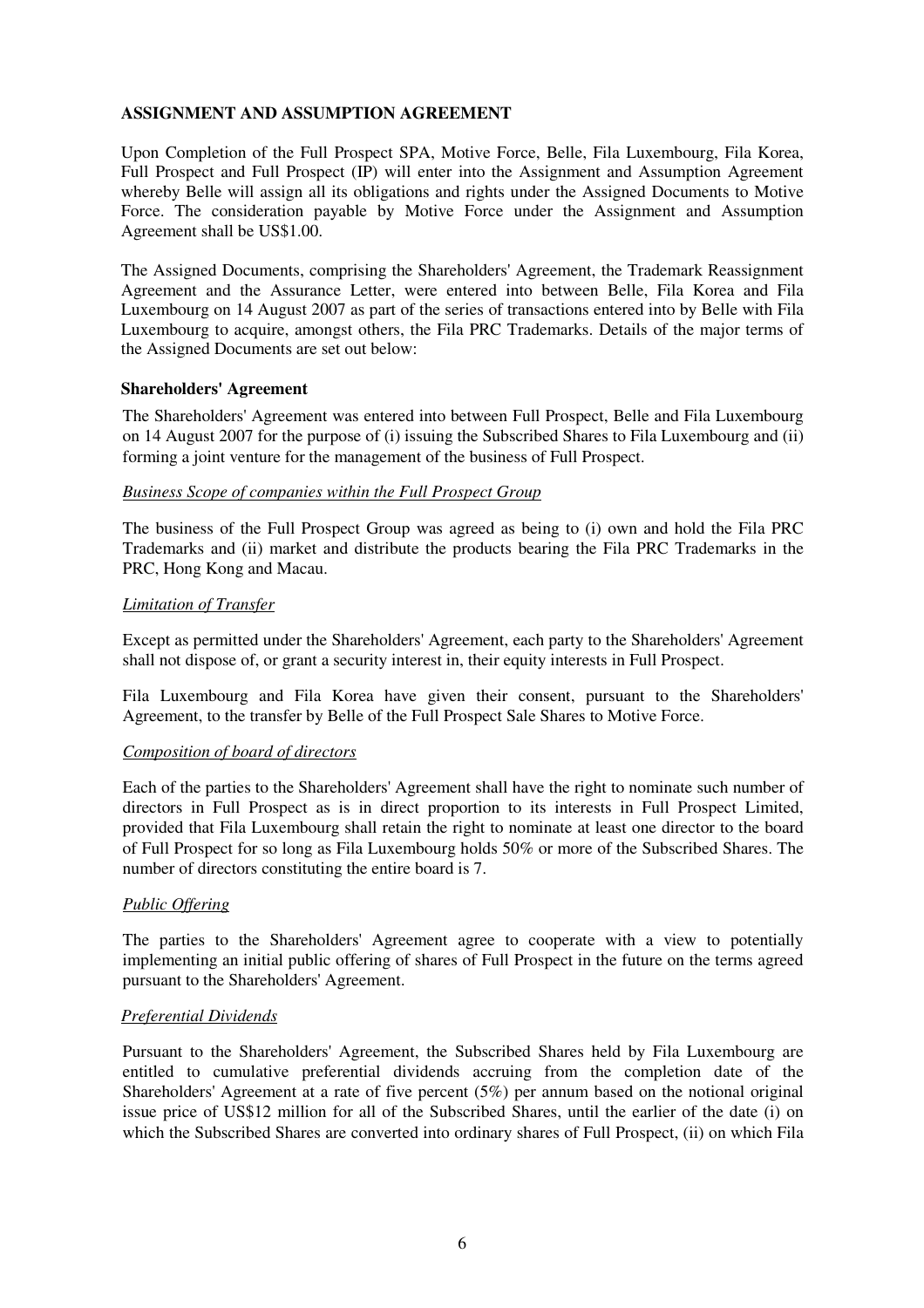## ASSIGNMENT AND ASSUMPTION AGREEMENT

Upon Completion of the Full Prospect SPA, Motive Force, Belle, Fila Luxembourg, Fila Korea, Full Prospect and Full Prospect (IP) will enter into the Assignment and Assumption Agreement whereby Belle will assign all its obligations and rights under the Assigned Documents to Motive Force. The consideration payable by Motive Force under the Assignment and Assumption Agreement shall be US$1.00.

The Assigned Documents, comprising the Shareholders' Agreement, the Trademark Reassignment Agreement and the Assurance Letter, were entered into between Belle, Fila Korea and Fila Luxembourg on 14 August 2007 as part of the series of transactions entered into by Belle with Fila Luxembourg to acquire, amongst others, the Fila PRC Trademarks. Details of the major terms of the Assigned Documents are set out below:

### Shareholders' Agreement

The Shareholders' Agreement was entered into between Full Prospect, Belle and Fila Luxembourg on 14 August 2007 for the purpose of (i) issuing the Subscribed Shares to Fila Luxembourg and (ii) forming a joint venture for the management of the business of Full Prospect.

*Business Scope of companies within the Full Prospect Group*

The business of the Full Prospect Group was agreed as being to (i) own and hold the Fila PRC Trademarks and (ii) market and distribute the products bearing the Fila PRC Trademarks in the PRC, Hong Kong and Macau.

*Limitation of Transfer*

Except as permitted under the Shareholders' Agreement, each party to the Shareholders' Agreement shall not dispose of, or grant a security interest in, their equity interests in Full Prospect.

Fila Luxembourg and Fila Korea have given their consent, pursuant to the Shareholders' Agreement, to the transfer by Belle of the Full Prospect Sale Shares to Motive Force.

*Composition of board of directors*

Each of the parties to the Shareholders' Agreement shall have the right to nominate such number of directors in Full Prospect as is in direct proportion to its interests in Full Prospect Limited, provided that Fila Luxembourg shall retain the right to nominate at least one director to the board of Full Prospect for so long as Fila Luxembourg holds 50% or more of the Subscribed Shares. The number of directors constituting the entire board is 7.

*Public Offering*

The parties to the Shareholders' Agreement agree to cooperate with a view to potentially implementing an initial public offering of shares of Full Prospect in the future on the terms agreed pursuant to the Shareholders' Agreement.

*Preferential Dividends*

Pursuant to the Shareholders' Agreement, the Subscribed Shares held by Fila Luxembourg are entitled to cumulative preferential dividends accruing from the completion date of the Shareholders' Agreement at a rate of five percent (5%) per annum based on the notional original issue price of US$12 million for all of the Subscribed Shares, until the earlier of the date (i) on which the Subscribed Shares are converted into ordinary shares of Full Prospect, (ii) on which Fila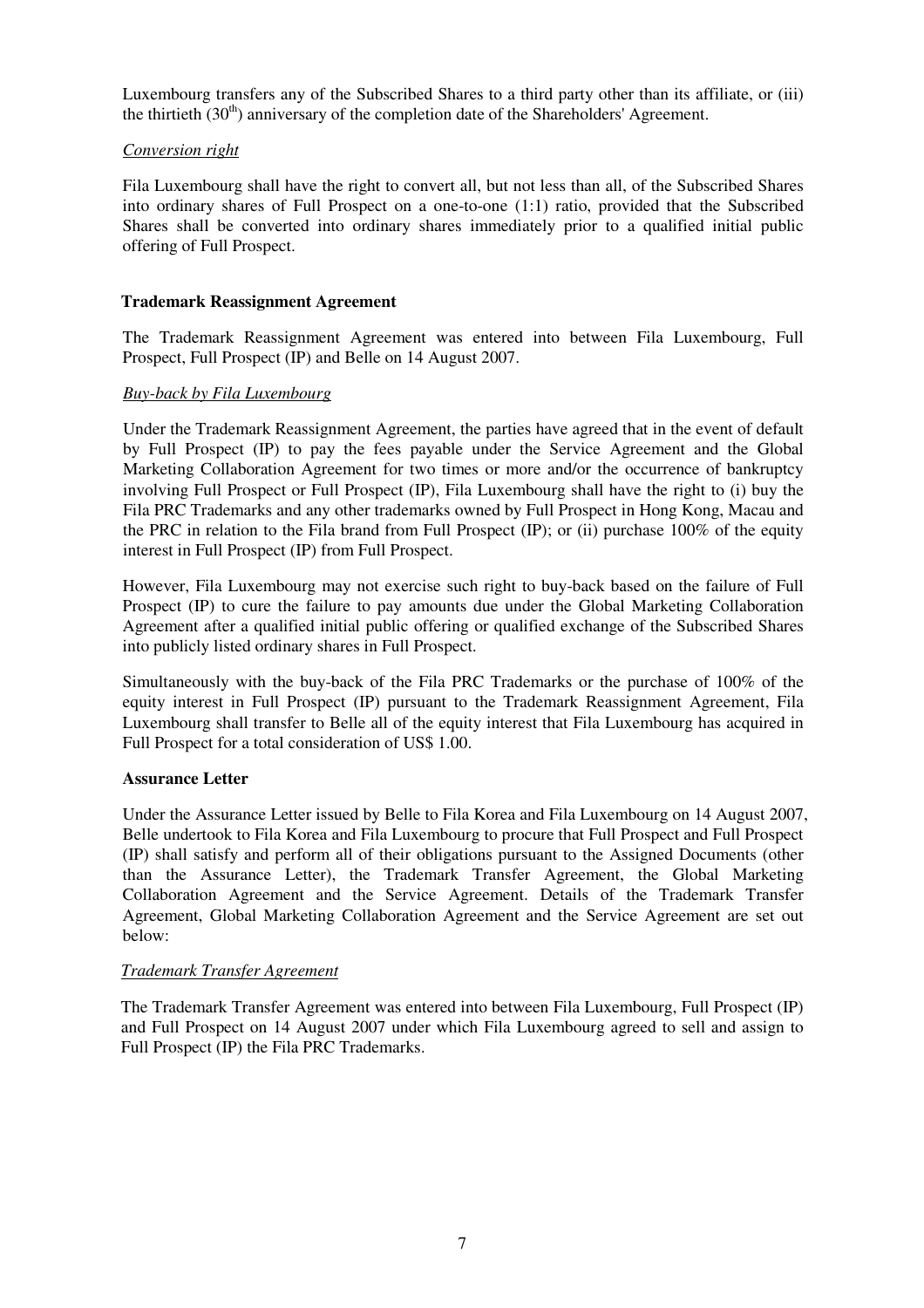Luxembourg transfers any of the Subscribed Shares to a third party other than its affiliate, or (iii) the thirtieth (30th) anniversary of the completion date of the Shareholders' Agreement.

*Conversion right*

Fila Luxembourg shall have the right to convert all, but not less than all, of the Subscribed Shares into ordinary shares of Full Prospect on a one-to-one (1:1) ratio, provided that the Subscribed Shares shall be converted into ordinary shares immediately prior to a qualified initial public offering of Full Prospect.

**Trademark Reassignment Agreement**

The Trademark Reassignment Agreement was entered into between Fila Luxembourg, Full Prospect, Full Prospect (IP) and Belle on 14 August 2007.

*Buy-back by Fila Luxembourg*

Under the Trademark Reassignment Agreement, the parties have agreed that in the event of default by Full Prospect (IP) to pay the fees payable under the Service Agreement and the Global Marketing Collaboration Agreement for two times or more and/or the occurrence of bankruptcy involving Full Prospect or Full Prospect (IP), Fila Luxembourg shall have the right to (i) buy the Fila PRC Trademarks and any other trademarks owned by Full Prospect in Hong Kong, Macau and the PRC in relation to the Fila brand from Full Prospect (IP); or (ii) purchase 100% of the equity interest in Full Prospect (IP) from Full Prospect.

However, Fila Luxembourg may not exercise such right to buy-back based on the failure of Full Prospect (IP) to cure the failure to pay amounts due under the Global Marketing Collaboration Agreement after a qualified initial public offering or qualified exchange of the Subscribed Shares into publicly listed ordinary shares in Full Prospect.

Simultaneously with the buy-back of the Fila PRC Trademarks or the purchase of 100% of the equity interest in Full Prospect (IP) pursuant to the Trademark Reassignment Agreement, Fila Luxembourg shall transfer to Belle all of the equity interest that Fila Luxembourg has acquired in Full Prospect for a total consideration of US$ 1.00.

**Assurance Letter**

Under the Assurance Letter issued by Belle to Fila Korea and Fila Luxembourg on 14 August 2007, Belle undertook to Fila Korea and Fila Luxembourg to procure that Full Prospect and Full Prospect (IP) shall satisfy and perform all of their obligations pursuant to the Assigned Documents (other than the Assurance Letter), the Trademark Transfer Agreement, the Global Marketing Collaboration Agreement and the Service Agreement. Details of the Trademark Transfer Agreement, Global Marketing Collaboration Agreement and the Service Agreement are set out below:

*Trademark Transfer Agreement*

The Trademark Transfer Agreement was entered into between Fila Luxembourg, Full Prospect (IP) and Full Prospect on 14 August 2007 under which Fila Luxembourg agreed to sell and assign to Full Prospect (IP) the Fila PRC Trademarks.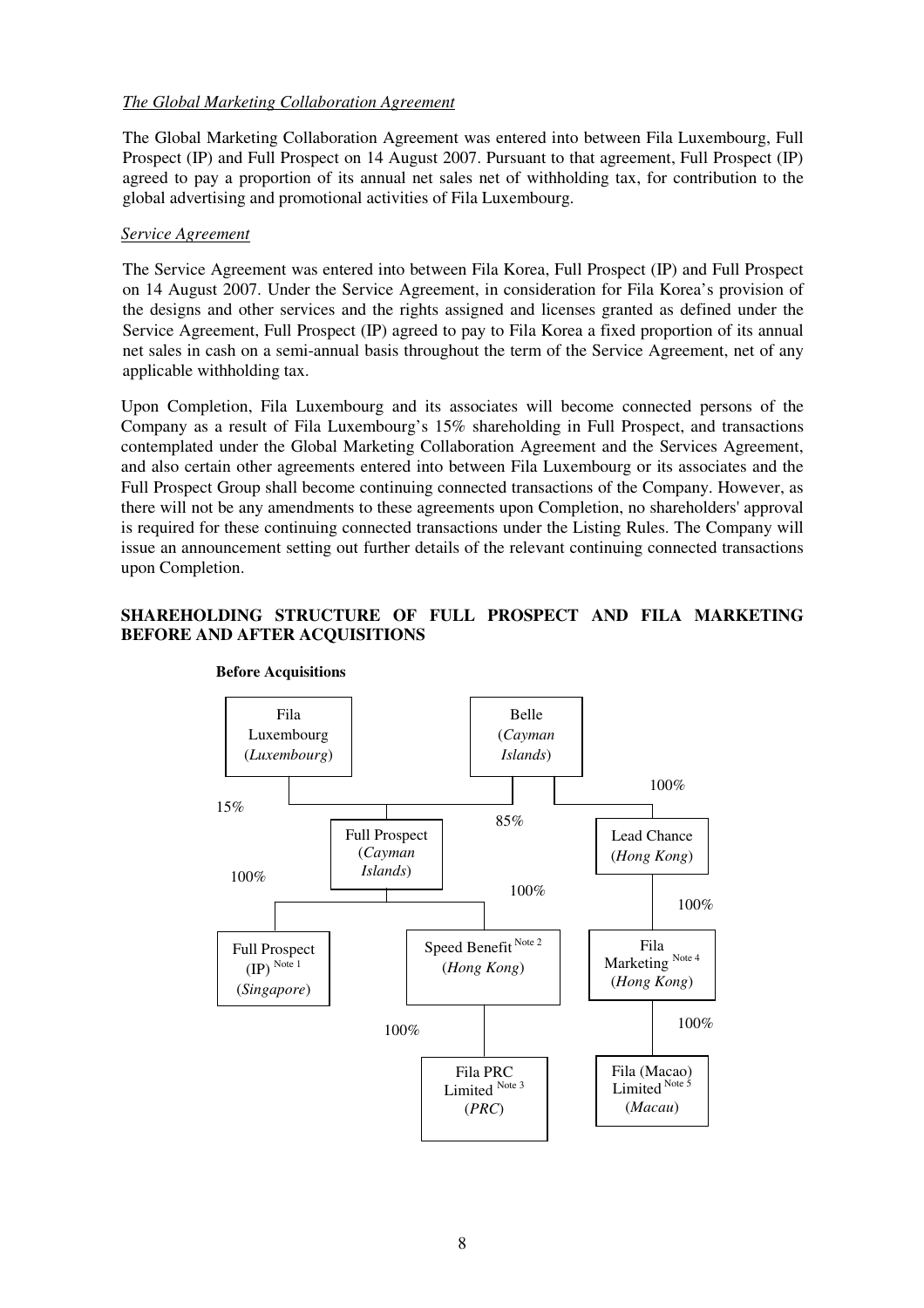*The Global Marketing Collaboration Agreement*

The Global Marketing Collaboration Agreement was entered into between Fila Luxembourg, Full Prospect (IP) and Full Prospect on 14 August 2007. Pursuant to that agreement, Full Prospect (IP) agreed to pay a proportion of its annual net sales net of withholding tax, for contribution to the global advertising and promotional activities of Fila Luxembourg.

*Service Agreement*

The Service Agreement was entered into between Fila Korea, Full Prospect (IP) and Full Prospect on 14 August 2007. Under the Service Agreement, in consideration for Fila Korea's provision of the designs and other services and the rights assigned and licenses granted as defined under the Service Agreement, Full Prospect (IP) agreed to pay to Fila Korea a fixed proportion of its annual net sales in cash on a semi-annual basis throughout the term of the Service Agreement, net of any applicable withholding tax.

Upon Completion, Fila Luxembourg and its associates will become connected persons of the Company as a result of Fila Luxembourg's 15% shareholding in Full Prospect, and transactions contemplated under the Global Marketing Collaboration Agreement and the Services Agreement, and also certain other agreements entered into between Fila Luxembourg or its associates and the Full Prospect Group shall become continuing connected transactions of the Company. However, as there will not be any amendments to these agreements upon Completion, no shareholders' approval is required for these continuing connected transactions under the Listing Rules. The Company will issue an announcement setting out further details of the relevant continuing connected transactions upon Completion.

## SHAREHOLDING STRUCTURE OF FULL PROSPECT AND FILA MARKETING BEFORE AND AFTER ACQUISITIONS

**Before Acquisitions**

- Fila Luxembourg (*Luxembourg*) — 15% → Full Prospect (*Cayman Islands*)
- Belle (*Cayman Islands*) — 85% → Full Prospect (*Cayman Islands*)
- Belle (*Cayman Islands*) — 100% → Lead Chance (*Hong Kong*)
- Full Prospect (*Cayman Islands*) — 100% → Full Prospect (IP) [Note 1] (*Singapore*)
- Full Prospect (*Cayman Islands*) — 100% → Speed Benefit [Note 2] (*Hong Kong*)
- Speed Benefit (*Hong Kong*) — 100% → Fila PRC Limited [Note 3] (*PRC*)
- Lead Chance (*Hong Kong*) — 100% → Fila Marketing [Note 4] (*Hong Kong*)
- Fila Marketing (*Hong Kong*) — 100% → Fila (Macao) Limited [Note 5] (*Macau*)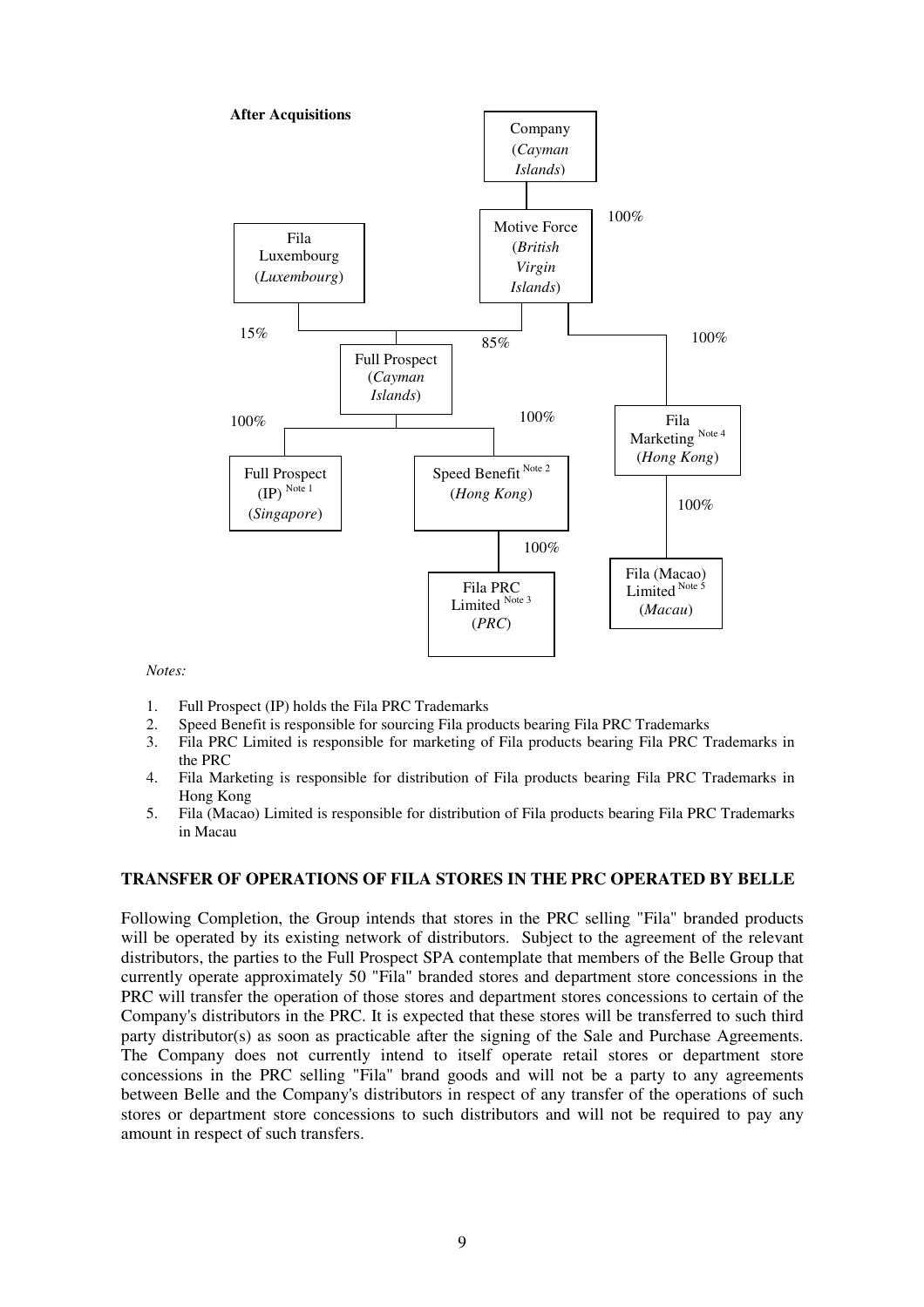**After Acquisitions**

- Company (*Cayman Islands*)
  - 100% — Motive Force (*British Virgin Islands*)
    - 85% — Full Prospect (*Cayman Islands*) [Fila Luxembourg (*Luxembourg*) holds 15%]
      - 100% — Full Prospect (IP) [Note 1] (*Singapore*)
      - 100% — Speed Benefit [Note 2] (*Hong Kong*)
        - 100% — Fila PRC Limited [Note 3] (*PRC*)
    - 100% — Fila Marketing [Note 4] (*Hong Kong*)
      - 100% — Fila (Macao) Limited [Note 5] (*Macau*)

*Notes:*

1. Full Prospect (IP) holds the Fila PRC Trademarks
2. Speed Benefit is responsible for sourcing Fila products bearing Fila PRC Trademarks
3. Fila PRC Limited is responsible for marketing of Fila products bearing Fila PRC Trademarks in the PRC
4. Fila Marketing is responsible for distribution of Fila products bearing Fila PRC Trademarks in Hong Kong
5. Fila (Macao) Limited is responsible for distribution of Fila products bearing Fila PRC Trademarks in Macau

## TRANSFER OF OPERATIONS OF FILA STORES IN THE PRC OPERATED BY BELLE

Following Completion, the Group intends that stores in the PRC selling "Fila" branded products will be operated by its existing network of distributors. Subject to the agreement of the relevant distributors, the parties to the Full Prospect SPA contemplate that members of the Belle Group that currently operate approximately 50 "Fila" branded stores and department store concessions in the PRC will transfer the operation of those stores and department stores concessions to certain of the Company's distributors in the PRC. It is expected that these stores will be transferred to such third party distributor(s) as soon as practicable after the signing of the Sale and Purchase Agreements. The Company does not currently intend to itself operate retail stores or department store concessions in the PRC selling "Fila" brand goods and will not be a party to any agreements between Belle and the Company's distributors in respect of any transfer of the operations of such stores or department store concessions to such distributors and will not be required to pay any amount in respect of such transfers.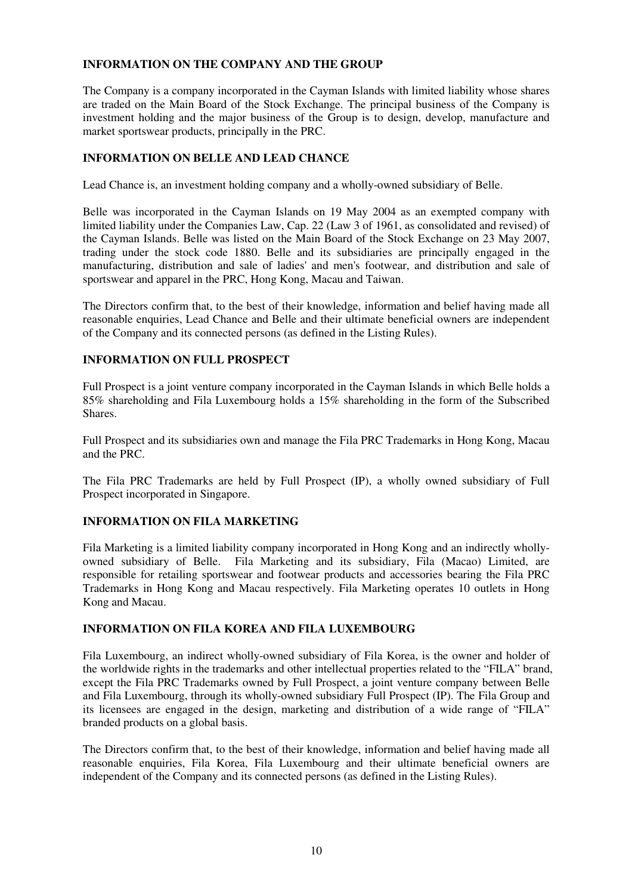## INFORMATION ON THE COMPANY AND THE GROUP

The Company is a company incorporated in the Cayman Islands with limited liability whose shares are traded on the Main Board of the Stock Exchange. The principal business of the Company is investment holding and the major business of the Group is to design, develop, manufacture and market sportswear products, principally in the PRC.

## INFORMATION ON BELLE AND LEAD CHANCE

Lead Chance is, an investment holding company and a wholly-owned subsidiary of Belle.

Belle was incorporated in the Cayman Islands on 19 May 2004 as an exempted company with limited liability under the Companies Law, Cap. 22 (Law 3 of 1961, as consolidated and revised) of the Cayman Islands. Belle was listed on the Main Board of the Stock Exchange on 23 May 2007, trading under the stock code 1880. Belle and its subsidiaries are principally engaged in the manufacturing, distribution and sale of ladies' and men's footwear, and distribution and sale of sportswear and apparel in the PRC, Hong Kong, Macau and Taiwan.

The Directors confirm that, to the best of their knowledge, information and belief having made all reasonable enquiries, Lead Chance and Belle and their ultimate beneficial owners are independent of the Company and its connected persons (as defined in the Listing Rules).

## INFORMATION ON FULL PROSPECT

Full Prospect is a joint venture company incorporated in the Cayman Islands in which Belle holds a 85% shareholding and Fila Luxembourg holds a 15% shareholding in the form of the Subscribed Shares.

Full Prospect and its subsidiaries own and manage the Fila PRC Trademarks in Hong Kong, Macau and the PRC.

The Fila PRC Trademarks are held by Full Prospect (IP), a wholly owned subsidiary of Full Prospect incorporated in Singapore.

## INFORMATION ON FILA MARKETING

Fila Marketing is a limited liability company incorporated in Hong Kong and an indirectly wholly-owned subsidiary of Belle. Fila Marketing and its subsidiary, Fila (Macao) Limited, are responsible for retailing sportswear and footwear products and accessories bearing the Fila PRC Trademarks in Hong Kong and Macau respectively. Fila Marketing operates 10 outlets in Hong Kong and Macau.

## INFORMATION ON FILA KOREA AND FILA LUXEMBOURG

Fila Luxembourg, an indirect wholly-owned subsidiary of Fila Korea, is the owner and holder of the worldwide rights in the trademarks and other intellectual properties related to the "FILA" brand, except the Fila PRC Trademarks owned by Full Prospect, a joint venture company between Belle and Fila Luxembourg, through its wholly-owned subsidiary Full Prospect (IP). The Fila Group and its licensees are engaged in the design, marketing and distribution of a wide range of "FILA" branded products on a global basis.

The Directors confirm that, to the best of their knowledge, information and belief having made all reasonable enquiries, Fila Korea, Fila Luxembourg and their ultimate beneficial owners are independent of the Company and its connected persons (as defined in the Listing Rules).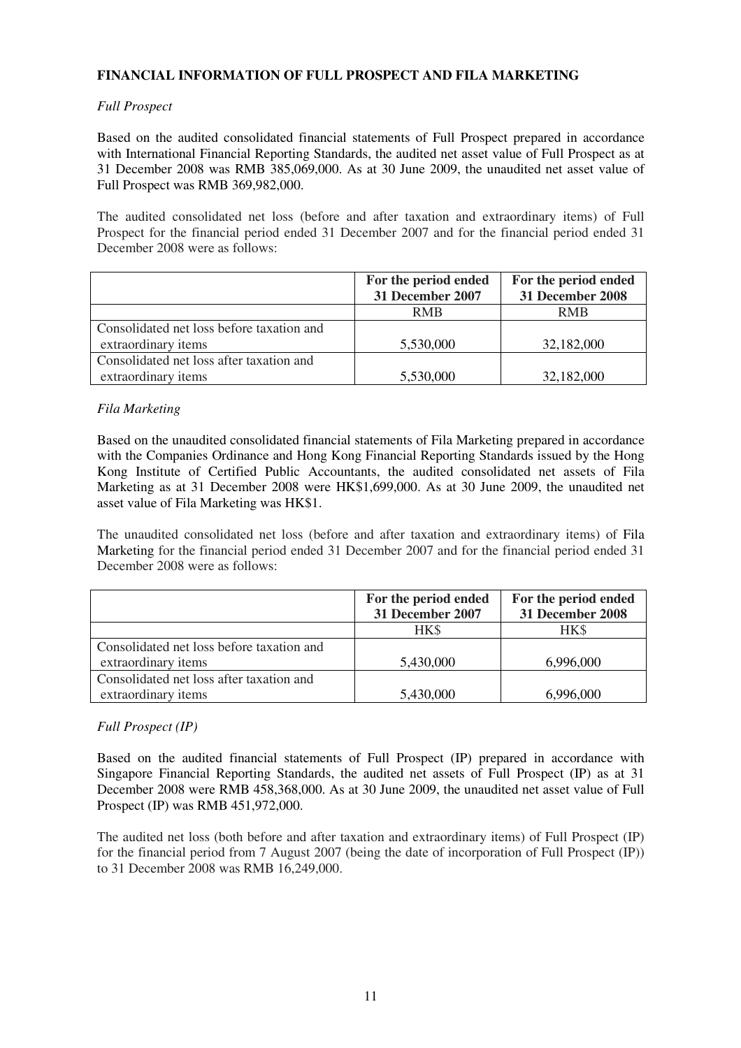**FINANCIAL INFORMATION OF FULL PROSPECT AND FILA MARKETING**

*Full Prospect*

Based on the audited consolidated financial statements of Full Prospect prepared in accordance with International Financial Reporting Standards, the audited net asset value of Full Prospect as at 31 December 2008 was RMB 385,069,000. As at 30 June 2009, the unaudited net asset value of Full Prospect was RMB 369,982,000.

The audited consolidated net loss (before and after taxation and extraordinary items) of Full Prospect for the financial period ended 31 December 2007 and for the financial period ended 31 December 2008 were as follows:

| | **For the period ended 31 December 2007** | **For the period ended 31 December 2008** |
|---|---|---|
| | RMB | RMB |
| Consolidated net loss before taxation and extraordinary items | 5,530,000 | 32,182,000 |
| Consolidated net loss after taxation and extraordinary items | 5,530,000 | 32,182,000 |

*Fila Marketing*

Based on the unaudited consolidated financial statements of Fila Marketing prepared in accordance with the Companies Ordinance and Hong Kong Financial Reporting Standards issued by the Hong Kong Institute of Certified Public Accountants, the audited consolidated net assets of Fila Marketing as at 31 December 2008 were HK$1,699,000. As at 30 June 2009, the unaudited net asset value of Fila Marketing was HK$1.

The unaudited consolidated net loss (before and after taxation and extraordinary items) of Fila Marketing for the financial period ended 31 December 2007 and for the financial period ended 31 December 2008 were as follows:

| | **For the period ended 31 December 2007** | **For the period ended 31 December 2008** |
|---|---|---|
| | HK$ | HK$ |
| Consolidated net loss before taxation and extraordinary items | 5,430,000 | 6,996,000 |
| Consolidated net loss after taxation and extraordinary items | 5,430,000 | 6,996,000 |

*Full Prospect (IP)*

Based on the audited financial statements of Full Prospect (IP) prepared in accordance with Singapore Financial Reporting Standards, the audited net assets of Full Prospect (IP) as at 31 December 2008 were RMB 458,368,000. As at 30 June 2009, the unaudited net asset value of Full Prospect (IP) was RMB 451,972,000.

The audited net loss (both before and after taxation and extraordinary items) of Full Prospect (IP) for the financial period from 7 August 2007 (being the date of incorporation of Full Prospect (IP)) to 31 December 2008 was RMB 16,249,000.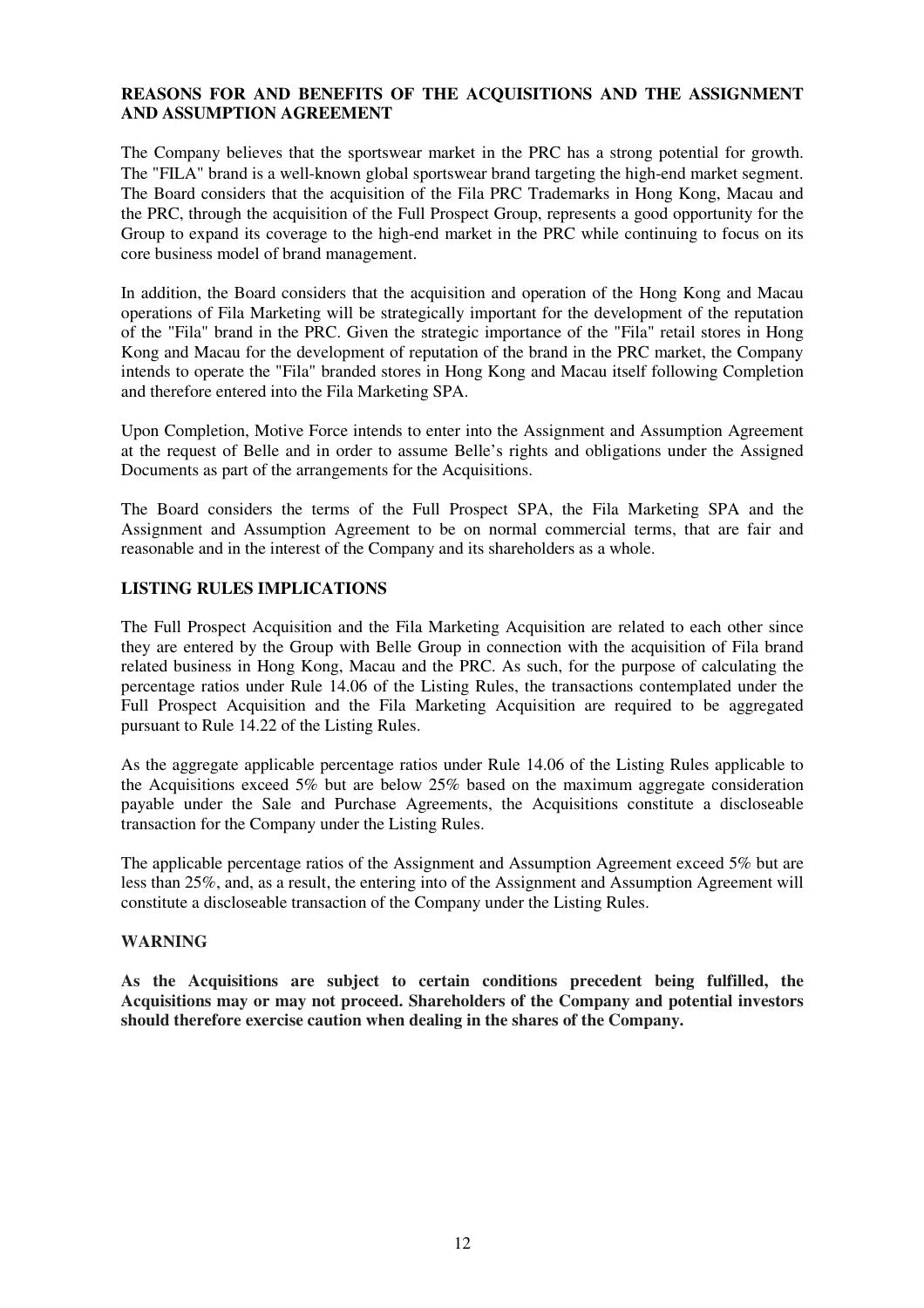## REASONS FOR AND BENEFITS OF THE ACQUISITIONS AND THE ASSIGNMENT AND ASSUMPTION AGREEMENT

The Company believes that the sportswear market in the PRC has a strong potential for growth. The "FILA" brand is a well-known global sportswear brand targeting the high-end market segment. The Board considers that the acquisition of the Fila PRC Trademarks in Hong Kong, Macau and the PRC, through the acquisition of the Full Prospect Group, represents a good opportunity for the Group to expand its coverage to the high-end market in the PRC while continuing to focus on its core business model of brand management.

In addition, the Board considers that the acquisition and operation of the Hong Kong and Macau operations of Fila Marketing will be strategically important for the development of the reputation of the "Fila" brand in the PRC. Given the strategic importance of the "Fila" retail stores in Hong Kong and Macau for the development of reputation of the brand in the PRC market, the Company intends to operate the "Fila" branded stores in Hong Kong and Macau itself following Completion and therefore entered into the Fila Marketing SPA.

Upon Completion, Motive Force intends to enter into the Assignment and Assumption Agreement at the request of Belle and in order to assume Belle's rights and obligations under the Assigned Documents as part of the arrangements for the Acquisitions.

The Board considers the terms of the Full Prospect SPA, the Fila Marketing SPA and the Assignment and Assumption Agreement to be on normal commercial terms, that are fair and reasonable and in the interest of the Company and its shareholders as a whole.

## LISTING RULES IMPLICATIONS

The Full Prospect Acquisition and the Fila Marketing Acquisition are related to each other since they are entered by the Group with Belle Group in connection with the acquisition of Fila brand related business in Hong Kong, Macau and the PRC. As such, for the purpose of calculating the percentage ratios under Rule 14.06 of the Listing Rules, the transactions contemplated under the Full Prospect Acquisition and the Fila Marketing Acquisition are required to be aggregated pursuant to Rule 14.22 of the Listing Rules.

As the aggregate applicable percentage ratios under Rule 14.06 of the Listing Rules applicable to the Acquisitions exceed 5% but are below 25% based on the maximum aggregate consideration payable under the Sale and Purchase Agreements, the Acquisitions constitute a discloseable transaction for the Company under the Listing Rules.

The applicable percentage ratios of the Assignment and Assumption Agreement exceed 5% but are less than 25%, and, as a result, the entering into of the Assignment and Assumption Agreement will constitute a discloseable transaction of the Company under the Listing Rules.

## WARNING

**As the Acquisitions are subject to certain conditions precedent being fulfilled, the Acquisitions may or may not proceed. Shareholders of the Company and potential investors should therefore exercise caution when dealing in the shares of the Company.**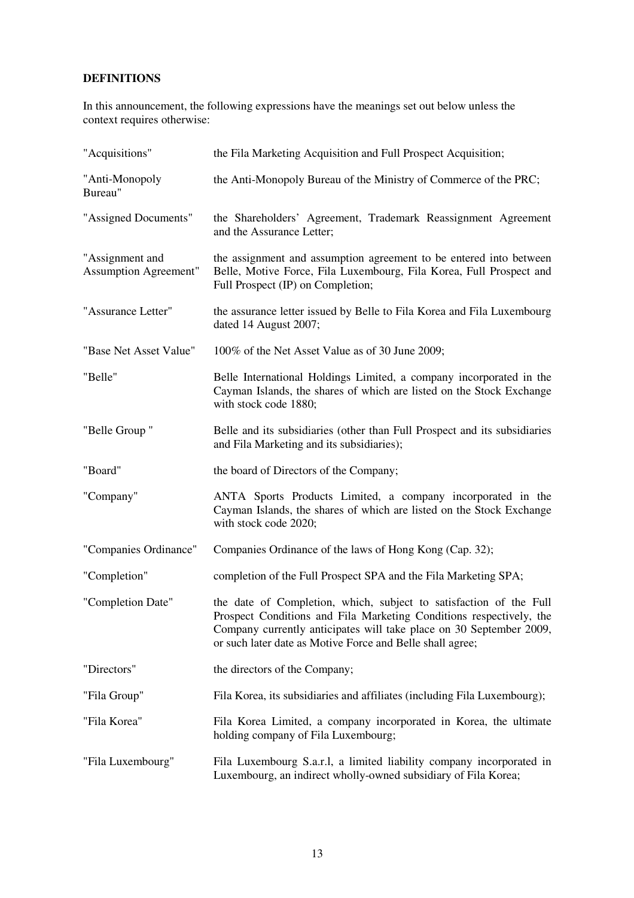## DEFINITIONS

In this announcement, the following expressions have the meanings set out below unless the context requires otherwise:

| | |
|---|---|
| "Acquisitions" | the Fila Marketing Acquisition and Full Prospect Acquisition; |
| "Anti-Monopoly Bureau" | the Anti-Monopoly Bureau of the Ministry of Commerce of the PRC; |
| "Assigned Documents" | the Shareholders' Agreement, Trademark Reassignment Agreement and the Assurance Letter; |
| "Assignment and Assumption Agreement" | the assignment and assumption agreement to be entered into between Belle, Motive Force, Fila Luxembourg, Fila Korea, Full Prospect and Full Prospect (IP) on Completion; |
| "Assurance Letter" | the assurance letter issued by Belle to Fila Korea and Fila Luxembourg dated 14 August 2007; |
| "Base Net Asset Value" | 100% of the Net Asset Value as of 30 June 2009; |
| "Belle" | Belle International Holdings Limited, a company incorporated in the Cayman Islands, the shares of which are listed on the Stock Exchange with stock code 1880; |
| "Belle Group " | Belle and its subsidiaries (other than Full Prospect and its subsidiaries and Fila Marketing and its subsidiaries); |
| "Board" | the board of Directors of the Company; |
| "Company" | ANTA Sports Products Limited, a company incorporated in the Cayman Islands, the shares of which are listed on the Stock Exchange with stock code 2020; |
| "Companies Ordinance" | Companies Ordinance of the laws of Hong Kong (Cap. 32); |
| "Completion" | completion of the Full Prospect SPA and the Fila Marketing SPA; |
| "Completion Date" | the date of Completion, which, subject to satisfaction of the Full Prospect Conditions and Fila Marketing Conditions respectively, the Company currently anticipates will take place on 30 September 2009, or such later date as Motive Force and Belle shall agree; |
| "Directors" | the directors of the Company; |
| "Fila Group" | Fila Korea, its subsidiaries and affiliates (including Fila Luxembourg); |
| "Fila Korea" | Fila Korea Limited, a company incorporated in Korea, the ultimate holding company of Fila Luxembourg; |
| "Fila Luxembourg" | Fila Luxembourg S.a.r.l, a limited liability company incorporated in Luxembourg, an indirect wholly-owned subsidiary of Fila Korea; |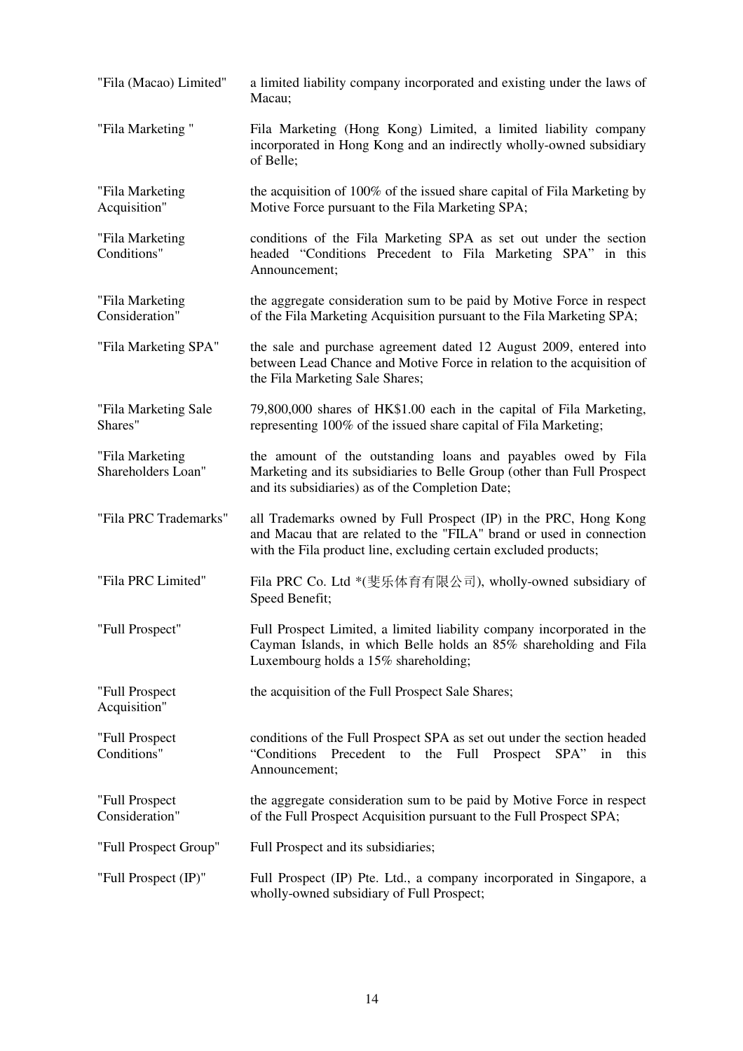| | |
|---|---|
| "Fila (Macao) Limited" | a limited liability company incorporated and existing under the laws of Macau; |
| "Fila Marketing " | Fila Marketing (Hong Kong) Limited, a limited liability company incorporated in Hong Kong and an indirectly wholly-owned subsidiary of Belle; |
| "Fila Marketing Acquisition" | the acquisition of 100% of the issued share capital of Fila Marketing by Motive Force pursuant to the Fila Marketing SPA; |
| "Fila Marketing Conditions" | conditions of the Fila Marketing SPA as set out under the section headed "Conditions Precedent to Fila Marketing SPA" in this Announcement; |
| "Fila Marketing Consideration" | the aggregate consideration sum to be paid by Motive Force in respect of the Fila Marketing Acquisition pursuant to the Fila Marketing SPA; |
| "Fila Marketing SPA" | the sale and purchase agreement dated 12 August 2009, entered into between Lead Chance and Motive Force in relation to the acquisition of the Fila Marketing Sale Shares; |
| "Fila Marketing Sale Shares" | 79,800,000 shares of HK$1.00 each in the capital of Fila Marketing, representing 100% of the issued share capital of Fila Marketing; |
| "Fila Marketing Shareholders Loan" | the amount of the outstanding loans and payables owed by Fila Marketing and its subsidiaries to Belle Group (other than Full Prospect and its subsidiaries) as of the Completion Date; |
| "Fila PRC Trademarks" | all Trademarks owned by Full Prospect (IP) in the PRC, Hong Kong and Macau that are related to the "FILA" brand or used in connection with the Fila product line, excluding certain excluded products; |
| "Fila PRC Limited" | Fila PRC Co. Ltd *(斐乐体育有限公司), wholly-owned subsidiary of Speed Benefit; |
| "Full Prospect" | Full Prospect Limited, a limited liability company incorporated in the Cayman Islands, in which Belle holds an 85% shareholding and Fila Luxembourg holds a 15% shareholding; |
| "Full Prospect Acquisition" | the acquisition of the Full Prospect Sale Shares; |
| "Full Prospect Conditions" | conditions of the Full Prospect SPA as set out under the section headed "Conditions Precedent to the Full Prospect SPA" in this Announcement; |
| "Full Prospect Consideration" | the aggregate consideration sum to be paid by Motive Force in respect of the Full Prospect Acquisition pursuant to the Full Prospect SPA; |
| "Full Prospect Group" | Full Prospect and its subsidiaries; |
| "Full Prospect (IP)" | Full Prospect (IP) Pte. Ltd., a company incorporated in Singapore, a wholly-owned subsidiary of Full Prospect; |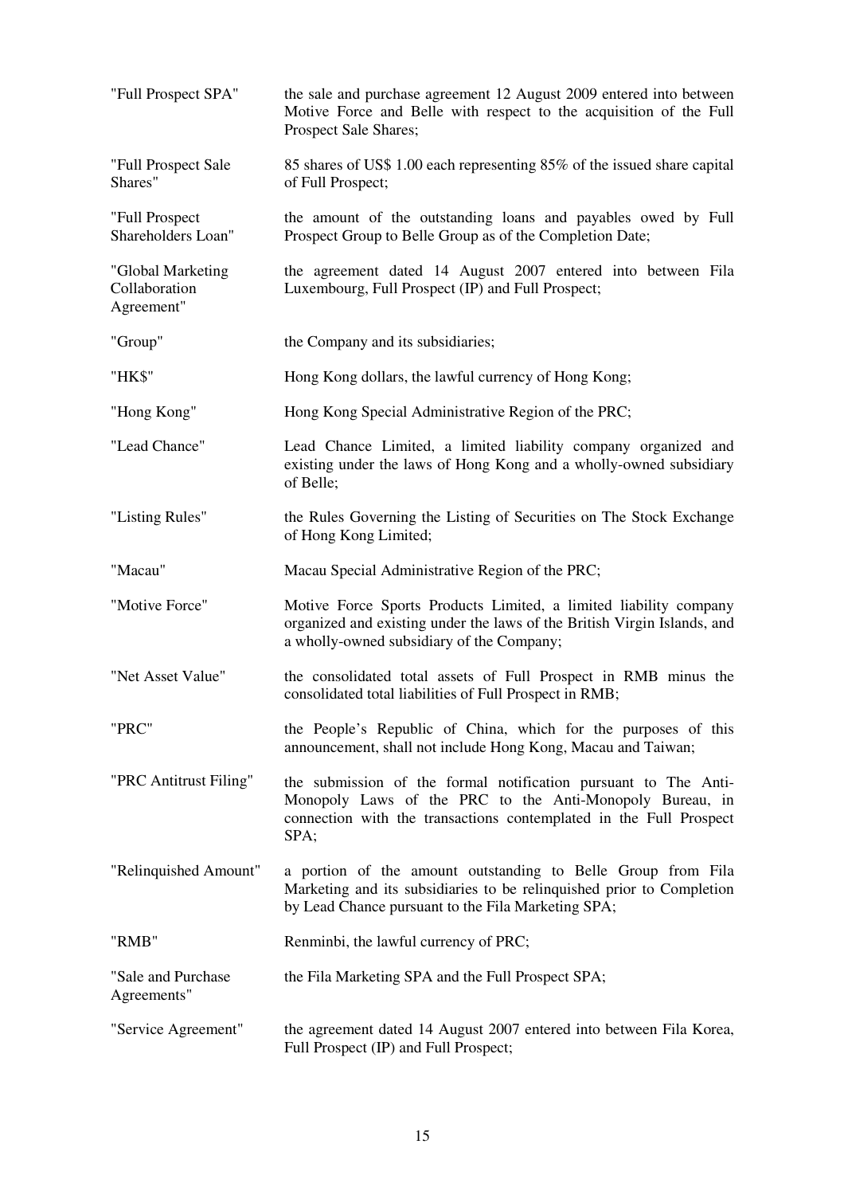| | |
|---|---|
| "Full Prospect SPA" | the sale and purchase agreement 12 August 2009 entered into between Motive Force and Belle with respect to the acquisition of the Full Prospect Sale Shares; |
| "Full Prospect Sale Shares" | 85 shares of US$ 1.00 each representing 85% of the issued share capital of Full Prospect; |
| "Full Prospect Shareholders Loan" | the amount of the outstanding loans and payables owed by Full Prospect Group to Belle Group as of the Completion Date; |
| "Global Marketing Collaboration Agreement" | the agreement dated 14 August 2007 entered into between Fila Luxembourg, Full Prospect (IP) and Full Prospect; |
| "Group" | the Company and its subsidiaries; |
| "HK$" | Hong Kong dollars, the lawful currency of Hong Kong; |
| "Hong Kong" | Hong Kong Special Administrative Region of the PRC; |
| "Lead Chance" | Lead Chance Limited, a limited liability company organized and existing under the laws of Hong Kong and a wholly-owned subsidiary of Belle; |
| "Listing Rules" | the Rules Governing the Listing of Securities on The Stock Exchange of Hong Kong Limited; |
| "Macau" | Macau Special Administrative Region of the PRC; |
| "Motive Force" | Motive Force Sports Products Limited, a limited liability company organized and existing under the laws of the British Virgin Islands, and a wholly-owned subsidiary of the Company; |
| "Net Asset Value" | the consolidated total assets of Full Prospect in RMB minus the consolidated total liabilities of Full Prospect in RMB; |
| "PRC" | the People's Republic of China, which for the purposes of this announcement, shall not include Hong Kong, Macau and Taiwan; |
| "PRC Antitrust Filing" | the submission of the formal notification pursuant to The Anti-Monopoly Laws of the PRC to the Anti-Monopoly Bureau, in connection with the transactions contemplated in the Full Prospect SPA; |
| "Relinquished Amount" | a portion of the amount outstanding to Belle Group from Fila Marketing and its subsidiaries to be relinquished prior to Completion by Lead Chance pursuant to the Fila Marketing SPA; |
| "RMB" | Renminbi, the lawful currency of PRC; |
| "Sale and Purchase Agreements" | the Fila Marketing SPA and the Full Prospect SPA; |
| "Service Agreement" | the agreement dated 14 August 2007 entered into between Fila Korea, Full Prospect (IP) and Full Prospect; |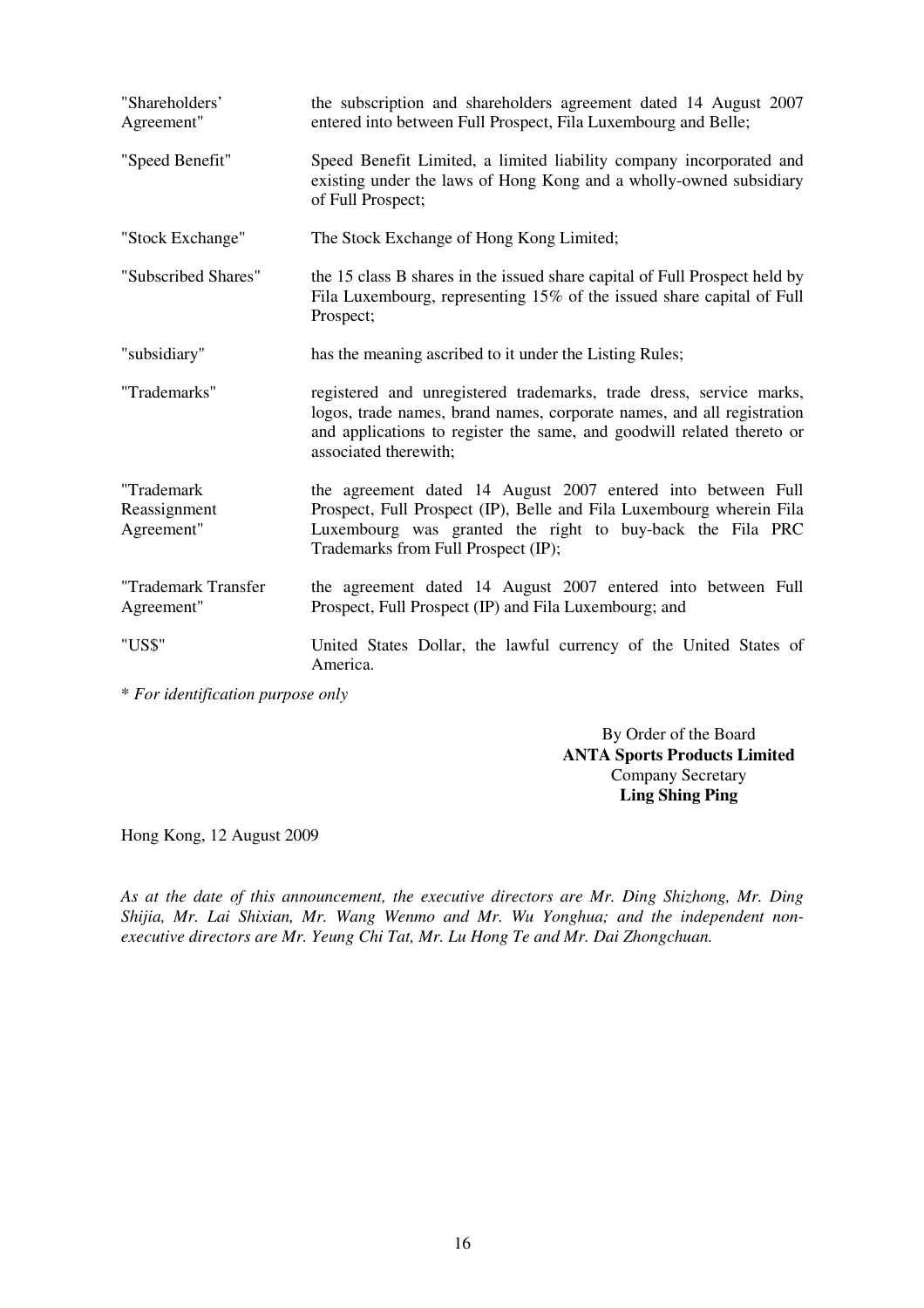| | |
|---|---|
| "Shareholders' Agreement" | the subscription and shareholders agreement dated 14 August 2007 entered into between Full Prospect, Fila Luxembourg and Belle; |
| "Speed Benefit" | Speed Benefit Limited, a limited liability company incorporated and existing under the laws of Hong Kong and a wholly-owned subsidiary of Full Prospect; |
| "Stock Exchange" | The Stock Exchange of Hong Kong Limited; |
| "Subscribed Shares" | the 15 class B shares in the issued share capital of Full Prospect held by Fila Luxembourg, representing 15% of the issued share capital of Full Prospect; |
| "subsidiary" | has the meaning ascribed to it under the Listing Rules; |
| "Trademarks" | registered and unregistered trademarks, trade dress, service marks, logos, trade names, brand names, corporate names, and all registration and applications to register the same, and goodwill related thereto or associated therewith; |
| "Trademark Reassignment Agreement" | the agreement dated 14 August 2007 entered into between Full Prospect, Full Prospect (IP), Belle and Fila Luxembourg wherein Fila Luxembourg was granted the right to buy-back the Fila PRC Trademarks from Full Prospect (IP); |
| "Trademark Transfer Agreement" | the agreement dated 14 August 2007 entered into between Full Prospect, Full Prospect (IP) and Fila Luxembourg; and |
| "US$" | United States Dollar, the lawful currency of the United States of America. |

* *For identification purpose only*

By Order of the Board
**ANTA Sports Products Limited**
Company Secretary
**Ling Shing Ping**

Hong Kong, 12 August 2009

*As at the date of this announcement, the executive directors are Mr. Ding Shizhong, Mr. Ding Shijia, Mr. Lai Shixian, Mr. Wang Wenmo and Mr. Wu Yonghua; and the independent non-executive directors are Mr. Yeung Chi Tat, Mr. Lu Hong Te and Mr. Dai Zhongchuan.*